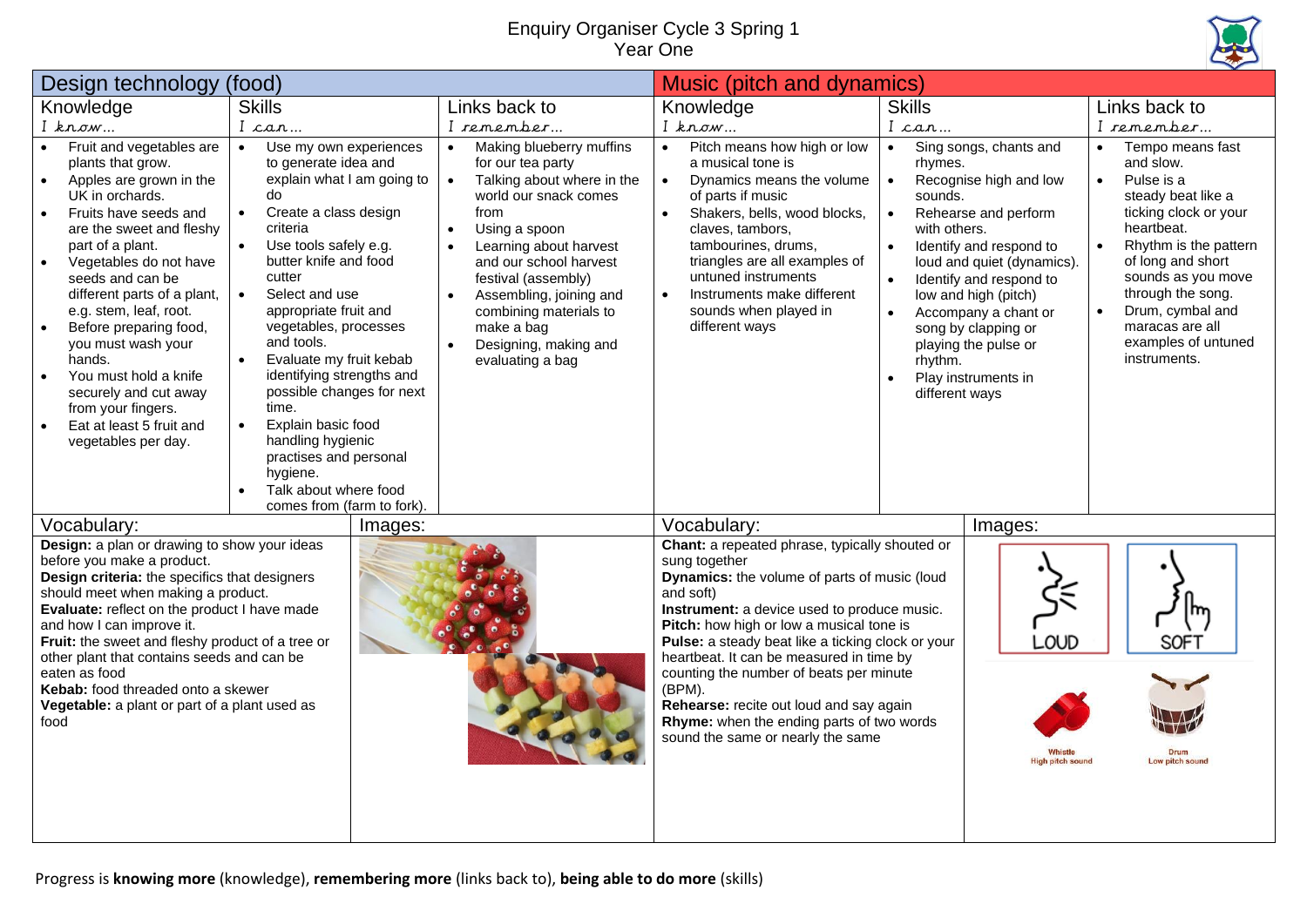# Enquiry Organiser Cycle 3 Spring 1
## Year One

## Design technology (food)

| Knowledge<br>I know... | Skills<br>I can... | Links back to<br>I remember... |
|---|---|---|
| • Fruit and vegetables are plants that grow.<br>• Apples are grown in the UK in orchards.<br>• Fruits have seeds and are the sweet and fleshy part of a plant.<br>• Vegetables do not have seeds and can be different parts of a plant, e.g. stem, leaf, root.<br>• Before preparing food, you must wash your hands.<br>• You must hold a knife securely and cut away from your fingers.<br>• Eat at least 5 fruit and vegetables per day. | • Use my own experiences to generate idea and explain what I am going to do<br>• Create a class design criteria<br>• Use tools safely e.g. butter knife and food cutter<br>• Select and use appropriate fruit and vegetables, processes and tools.<br>• Evaluate my fruit kebab identifying strengths and possible changes for next time.<br>• Explain basic food handling hygienic practises and personal hygiene.<br>• Talk about where food comes from (farm to fork). | • Making blueberry muffins for our tea party<br>• Talking about where in the world our snack comes from<br>• Using a spoon<br>• Learning about harvest and our school harvest festival (assembly)<br>• Assembling, joining and combining materials to make a bag<br>• Designing, making and evaluating a bag |

### Vocabulary:

**Design:** a plan or drawing to show your ideas before you make a product.
**Design criteria:** the specifics that designers should meet when making a product.
**Evaluate:** reflect on the product I have made and how I can improve it.
**Fruit:** the sweet and fleshy product of a tree or other plant that contains seeds and can be eaten as food
**Kebab:** food threaded onto a skewer
**Vegetable:** a plant or part of a plant used as food

### Images:

## Music (pitch and dynamics)

| Knowledge<br>I know... | Skills<br>I can... | Links back to<br>I remember... |
|---|---|---|
| • Pitch means how high or low a musical tone is<br>• Dynamics means the volume of parts if music<br>• Shakers, bells, wood blocks, claves, tambors, tambourines, drums, triangles are all examples of untuned instruments<br>• Instruments make different sounds when played in different ways | • Sing songs, chants and rhymes.<br>• Recognise high and low sounds.<br>• Rehearse and perform with others.<br>• Identify and respond to loud and quiet (dynamics).<br>• Identify and respond to low and high (pitch)<br>• Accompany a chant or song by clapping or playing the pulse or rhythm.<br>• Play instruments in different ways | • Tempo means fast and slow.<br>• Pulse is a steady beat like a ticking clock or your heartbeat.<br>• Rhythm is the pattern of long and short sounds as you move through the song.<br>• Drum, cymbal and maracas are all examples of untuned instruments. |

### Vocabulary:

**Chant:** a repeated phrase, typically shouted or sung together
**Dynamics:** the volume of parts of music (loud and soft)
**Instrument:** a device used to produce music.
**Pitch:** how high or low a musical tone is
**Pulse:** a steady beat like a ticking clock or your heartbeat. It can be measured in time by counting the number of beats per minute (BPM).
**Rehearse:** recite out loud and say again
**Rhyme:** when the ending parts of two words sound the same or nearly the same

### Images:

LOUD
SOFT
Whistle
High pitch sound
Drum
Low pitch sound

Progress is **knowing more** (knowledge), **remembering more** (links back to), **being able to do more** (skills)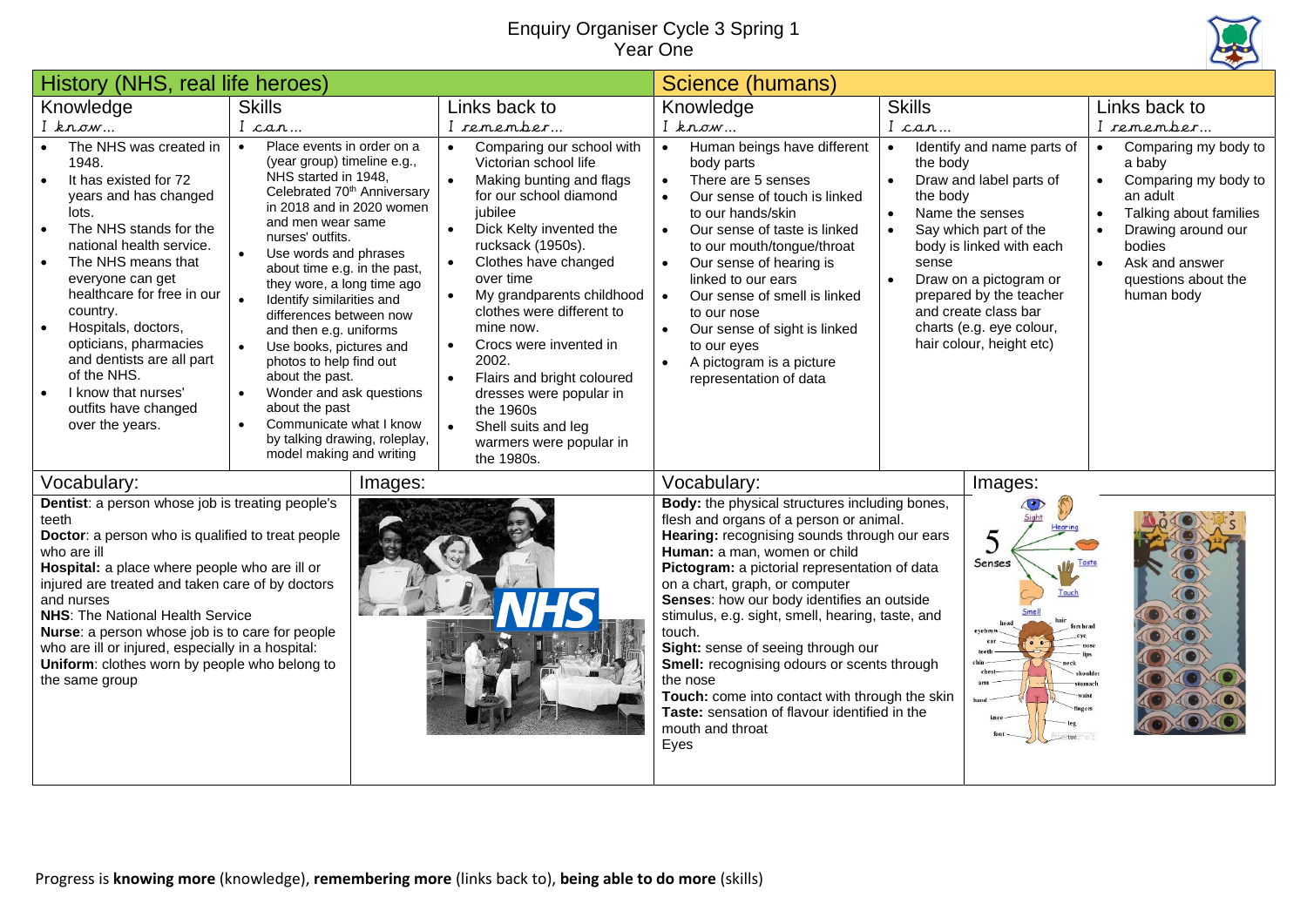# Enquiry Organiser Cycle 3 Spring 1
## Year One

## History (NHS, real life heroes)

| Knowledge<br>*I know…* | Skills<br>*I can…* | Links back to<br>*I remember…* |
|---|---|---|
| • The NHS was created in 1948.<br>• It has existed for 72 years and has changed lots.<br>• The NHS stands for the national health service.<br>• The NHS means that everyone can get healthcare for free in our country.<br>• Hospitals, doctors, opticians, pharmacies and dentists are all part of the NHS.<br>• I know that nurses' outfits have changed over the years. | • Place events in order on a (year group) timeline e.g., NHS started in 1948, Celebrated 70th Anniversary in 2018 and in 2020 women and men wear same nurses' outfits.<br>• Use words and phrases about time e.g. in the past, they wore, a long time ago<br>• Identify similarities and differences between now and then e.g. uniforms<br>• Use books, pictures and photos to help find out about the past.<br>• Wonder and ask questions about the past<br>• Communicate what I know by talking drawing, roleplay, model making and writing | • Comparing our school with Victorian school life<br>• Making bunting and flags for our school diamond jubilee<br>• Dick Kelty invented the rucksack (1950s).<br>• Clothes have changed over time<br>• My grandparents childhood clothes were different to mine now.<br>• Crocs were invented in 2002.<br>• Flairs and bright coloured dresses were popular in the 1960s<br>• Shell suits and leg warmers were popular in the 1980s. |

### Vocabulary:

**Dentist**: a person whose job is treating people's teeth
**Doctor**: a person who is qualified to treat people who are ill
**Hospital:** a place where people who are ill or injured are treated and taken care of by doctors and nurses
**NHS**: The National Health Service
**Nurse**: a person whose job is to care for people who are ill or injured, especially in a hospital:
**Uniform**: clothes worn by people who belong to the same group

### Images:

## Science (humans)

| Knowledge<br>*I know…* | Skills<br>*I can…* | Links back to<br>*I remember…* |
|---|---|---|
| • Human beings have different body parts<br>• There are 5 senses<br>• Our sense of touch is linked to our hands/skin<br>• Our sense of taste is linked to our mouth/tongue/throat<br>• Our sense of hearing is linked to our ears<br>• Our sense of smell is linked to our nose<br>• Our sense of sight is linked to our eyes<br>• A pictogram is a picture representation of data | • Identify and name parts of the body<br>• Draw and label parts of the body<br>• Name the senses<br>• Say which part of the body is linked with each sense<br>• Draw on a pictogram or prepared by the teacher and create class bar charts (e.g. eye colour, hair colour, height etc) | • Comparing my body to a baby<br>• Comparing my body to an adult<br>• Talking about families<br>• Drawing around our bodies<br>• Ask and answer questions about the human body |

### Vocabulary:

**Body:** the physical structures including bones, flesh and organs of a person or animal.
**Hearing:** recognising sounds through our ears
**Human:** a man, women or child
**Pictogram:** a pictorial representation of data on a chart, graph, or computer
**Senses**: how our body identifies an outside stimulus, e.g. sight, smell, hearing, taste, and touch.
**Sight:** sense of seeing through our Eyes
**Smell:** recognising odours or scents through the nose
**Touch:** come into contact with through the skin
**Taste:** sensation of flavour identified in the mouth and throat

### Images:

Progress is **knowing more** (knowledge), **remembering more** (links back to), **being able to do more** (skills)